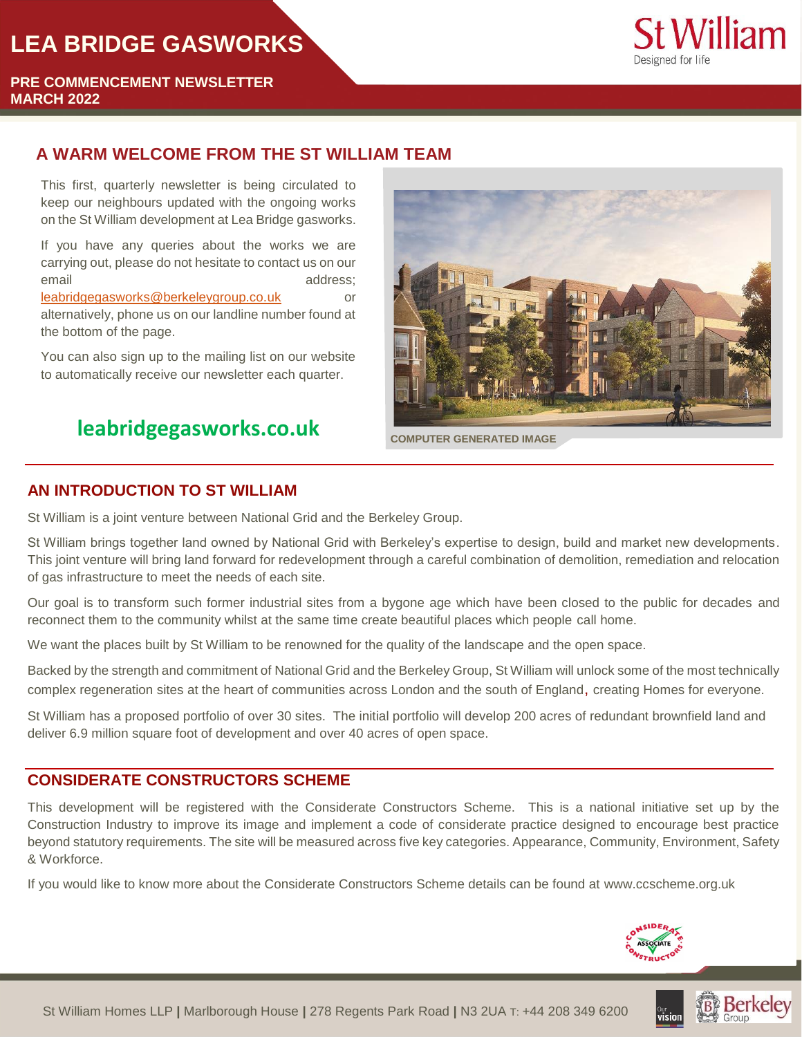# LEA BRIDGE GASWORKS

**PRE COMMENCEMENT NEWSLETTER**
**MARCH 2022**

St William
Designed for life

## A WARM WELCOME FROM THE ST WILLIAM TEAM

This first, quarterly newsletter is being circulated to keep our neighbours updated with the ongoing works on the St William development at Lea Bridge gasworks.

If you have any queries about the works we are carrying out, please do not hesitate to contact us on our email address; leabridgegasworks@berkeleygroup.co.uk or alternatively, phone us on our landline number found at the bottom of the page.

You can also sign up to the mailing list on our website to automatically receive our newsletter each quarter.

**leabridgegasworks.co.uk**

COMPUTER GENERATED IMAGE

## AN INTRODUCTION TO ST WILLIAM

St William is a joint venture between National Grid and the Berkeley Group.

St William brings together land owned by National Grid with Berkeley's expertise to design, build and market new developments. This joint venture will bring land forward for redevelopment through a careful combination of demolition, remediation and relocation of gas infrastructure to meet the needs of each site.

Our goal is to transform such former industrial sites from a bygone age which have been closed to the public for decades and reconnect them to the community whilst at the same time create beautiful places which people call home.

We want the places built by St William to be renowned for the quality of the landscape and the open space.

Backed by the strength and commitment of National Grid and the Berkeley Group, St William will unlock some of the most technically complex regeneration sites at the heart of communities across London and the south of England, creating Homes for everyone.

St William has a proposed portfolio of over 30 sites. The initial portfolio will develop 200 acres of redundant brownfield land and deliver 6.9 million square foot of development and over 40 acres of open space.

## CONSIDERATE CONSTRUCTORS SCHEME

This development will be registered with the Considerate Constructors Scheme. This is a national initiative set up by the Construction Industry to improve its image and implement a code of considerate practice designed to encourage best practice beyond statutory requirements. The site will be measured across five key categories. Appearance, Community, Environment, Safety & Workforce.

If you would like to know more about the Considerate Constructors Scheme details can be found at www.ccscheme.org.uk

St William Homes LLP | Marlborough House | 278 Regents Park Road | N3 2UA T: +44 208 349 6200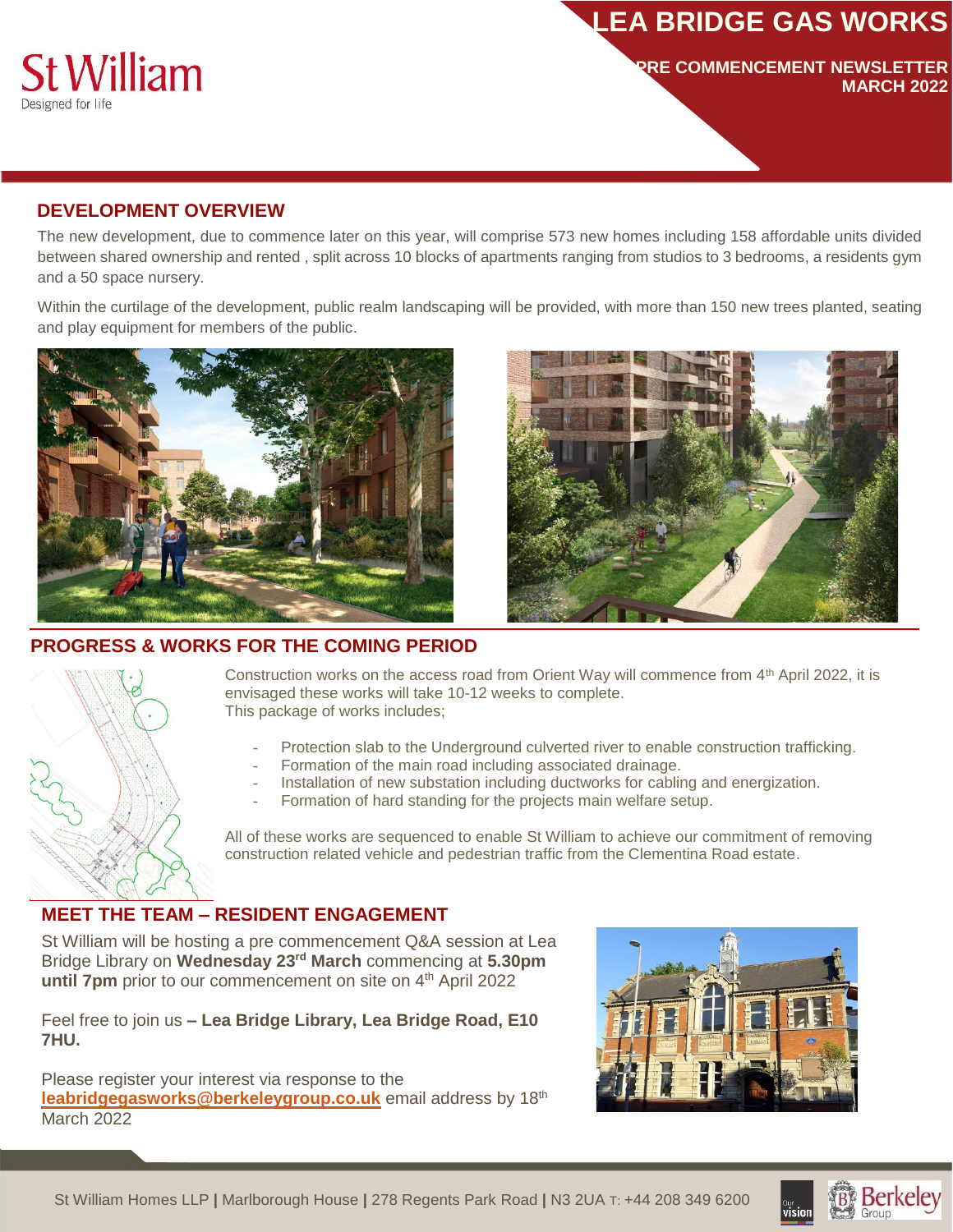# LEA BRIDGE GAS WORKS

**PRE COMMENCEMENT NEWSLETTER**
**MARCH 2022**

St William
Designed for life

## DEVELOPMENT OVERVIEW

The new development, due to commence later on this year, will comprise 573 new homes including 158 affordable units divided between shared ownership and rented , split across 10 blocks of apartments ranging from studios to 3 bedrooms, a residents gym and a 50 space nursery.

Within the curtilage of the development, public realm landscaping will be provided, with more than 150 new trees planted, seating and play equipment for members of the public.

## PROGRESS & WORKS FOR THE COMING PERIOD

Construction works on the access road from Orient Way will commence from 4th April 2022, it is envisaged these works will take 10-12 weeks to complete.
This package of works includes;

- Protection slab to the Underground culverted river to enable construction trafficking.
- Formation of the main road including associated drainage.
- Installation of new substation including ductworks for cabling and energization.
- Formation of hard standing for the projects main welfare setup.

All of these works are sequenced to enable St William to achieve our commitment of removing construction related vehicle and pedestrian traffic from the Clementina Road estate.

## MEET THE TEAM – RESIDENT ENGAGEMENT

St William will be hosting a pre commencement Q&A session at Lea Bridge Library on **Wednesday 23rd March** commencing at **5.30pm until 7pm** prior to our commencement on site on 4th April 2022

Feel free to join us **– Lea Bridge Library, Lea Bridge Road, E10 7HU.**

Please register your interest via response to the **leabridgegasworks@berkeleygroup.co.uk** email address by 18th March 2022

St William Homes LLP | Marlborough House | 278 Regents Park Road | N3 2UA T: +44 208 349 6200